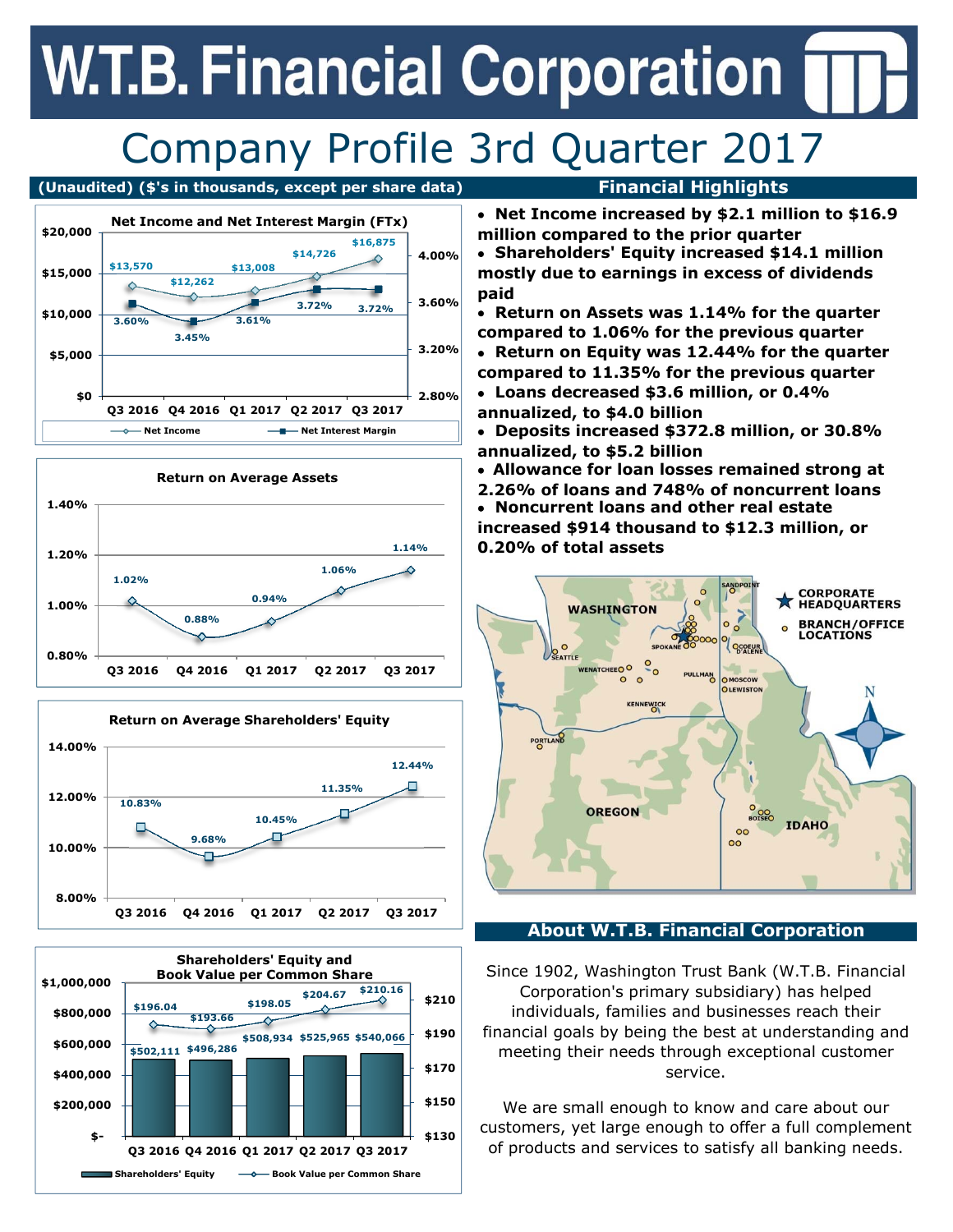# W.T.B. Financial Corporation

## Company Profile 3rd Quarter 2017

**(Unaudited) ($'s in thousands, except per share data)**

### Net Income and Net Interest Margin (FTx)

| | Q3 2016 | Q4 2016 | Q1 2017 | Q2 2017 | Q3 2017 |
|---|---|---|---|---|---|
| Net Income | $13,570 | $12,262 | $13,008 | $14,726 | $16,875 |
| Net Interest Margin | 3.60% | 3.45% | 3.61% | 3.72% | 3.72% |

### Return on Average Assets

| Q3 2016 | Q4 2016 | Q1 2017 | Q2 2017 | Q3 2017 |
|---|---|---|---|---|
| 1.02% | 0.88% | 0.94% | 1.06% | 1.14% |

### Return on Average Shareholders' Equity

| Q3 2016 | Q4 2016 | Q1 2017 | Q2 2017 | Q3 2017 |
|---|---|---|---|---|
| 10.83% | 9.68% | 10.45% | 11.35% | 12.44% |

### Shareholders' Equity and Book Value per Common Share

| | Q3 2016 | Q4 2016 | Q1 2017 | Q2 2017 | Q3 2017 |
|---|---|---|---|---|---|
| Shareholders' Equity | $502,111 | $496,286 | $508,934 | $525,965 | $540,066 |
| Book Value per Common Share | $196.04 | $193.66 | $198.05 | $204.67 | $210.16 |

## Financial Highlights

- **Net Income increased by $2.1 million to $16.9 million compared to the prior quarter**
- **Shareholders' Equity increased $14.1 million mostly due to earnings in excess of dividends paid**
- **Return on Assets was 1.14% for the quarter compared to 1.06% for the previous quarter**
- **Return on Equity was 12.44% for the quarter compared to 11.35% for the previous quarter**
- **Loans decreased $3.6 million, or 0.4% annualized, to $4.0 billion**
- **Deposits increased $372.8 million, or 30.8% annualized, to $5.2 billion**
- **Allowance for loan losses remained strong at 2.26% of loans and 748% of noncurrent loans**
- **Noncurrent loans and other real estate increased $914 thousand to $12.3 million, or 0.20% of total assets**

WASHINGTON, OREGON, IDAHO — CORPORATE HEADQUARTERS; BRANCH/OFFICE LOCATIONS: Seattle, Wenatchee, Spokane, Sandpoint, Coeur d'Alene, Pullman, Moscow, Lewiston, Kennewick, Portland, Boise

## About W.T.B. Financial Corporation

Since 1902, Washington Trust Bank (W.T.B. Financial Corporation's primary subsidiary) has helped individuals, families and businesses reach their financial goals by being the best at understanding and meeting their needs through exceptional customer service.

We are small enough to know and care about our customers, yet large enough to offer a full complement of products and services to satisfy all banking needs.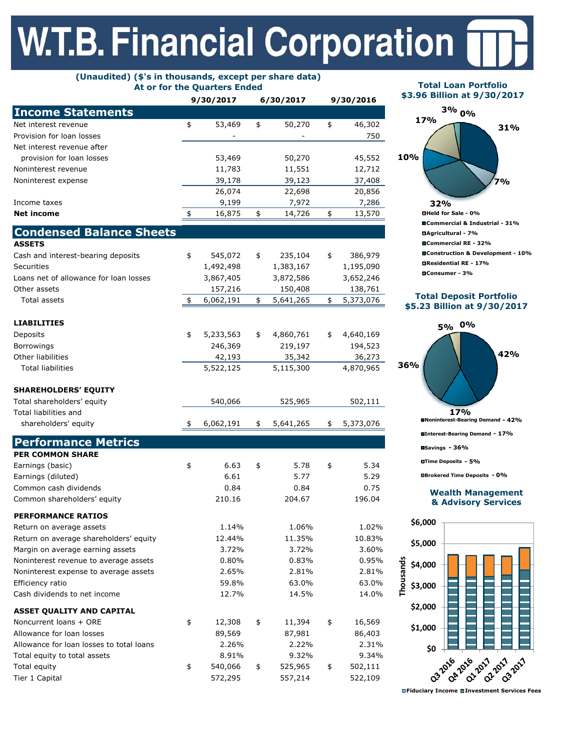# W.T.B. Financial Corporation

**(Unaudited) ($'s in thousands, except per share data)**
**At or for the Quarters Ended**

| | | 9/30/2017 | | 6/30/2017 | | 9/30/2016 |
|---|---|---|---|---|---|---|
| **Income Statements** | | | | | | |
| Net interest revenue | $ | 53,469 | $ | 50,270 | $ | 46,302 |
| Provision for loan losses | | - | | - | | 750 |
| Net interest revenue after provision for loan losses | | 53,469 | | 50,270 | | 45,552 |
| Noninterest revenue | | 11,783 | | 11,551 | | 12,712 |
| Noninterest expense | | 39,178 | | 39,123 | | 37,408 |
| | | 26,074 | | 22,698 | | 20,856 |
| Income taxes | | 9,199 | | 7,972 | | 7,286 |
| **Net income** | $ | 16,875 | $ | 14,726 | $ | 13,570 |
| **Condensed Balance Sheets** | | | | | | |
| **ASSETS** | | | | | | |
| Cash and interest-bearing deposits | $ | 545,072 | $ | 235,104 | $ | 386,979 |
| Securities | | 1,492,498 | | 1,383,167 | | 1,195,090 |
| Loans net of allowance for loan losses | | 3,867,405 | | 3,872,586 | | 3,652,246 |
| Other assets | | 157,216 | | 150,408 | | 138,761 |
| Total assets | $ | 6,062,191 | $ | 5,641,265 | $ | 5,373,076 |
| **LIABILITIES** | | | | | | |
| Deposits | $ | 5,233,563 | $ | 4,860,761 | $ | 4,640,169 |
| Borrowings | | 246,369 | | 219,197 | | 194,523 |
| Other liabilities | | 42,193 | | 35,342 | | 36,273 |
| Total liabilities | | 5,522,125 | | 5,115,300 | | 4,870,965 |
| **SHAREHOLDERS' EQUITY** | | | | | | |
| Total shareholders' equity | | 540,066 | | 525,965 | | 502,111 |
| Total liabilities and shareholders' equity | $ | 6,062,191 | $ | 5,641,265 | $ | 5,373,076 |
| **Performance Metrics** | | | | | | |
| **PER COMMON SHARE** | | | | | | |
| Earnings (basic) | $ | 6.63 | $ | 5.78 | $ | 5.34 |
| Earnings (diluted) | | 6.61 | | 5.77 | | 5.29 |
| Common cash dividends | | 0.84 | | 0.84 | | 0.75 |
| Common shareholders' equity | | 210.16 | | 204.67 | | 196.04 |
| **PERFORMANCE RATIOS** | | | | | | |
| Return on average assets | | 1.14% | | 1.06% | | 1.02% |
| Return on average shareholders' equity | | 12.44% | | 11.35% | | 10.83% |
| Margin on average earning assets | | 3.72% | | 3.72% | | 3.60% |
| Noninterest revenue to average assets | | 0.80% | | 0.83% | | 0.95% |
| Noninterest expense to average assets | | 2.65% | | 2.81% | | 2.81% |
| Efficiency ratio | | 59.8% | | 63.0% | | 63.0% |
| Cash dividends to net income | | 12.7% | | 14.5% | | 14.0% |
| **ASSET QUALITY AND CAPITAL** | | | | | | |
| Noncurrent loans + ORE | $ | 12,308 | $ | 11,394 | $ | 16,569 |
| Allowance for loan losses | | 89,569 | | 87,981 | | 86,403 |
| Allowance for loan losses to total loans | | 2.26% | | 2.22% | | 2.31% |
| Total equity to total assets | | 8.91% | | 9.32% | | 9.34% |
| Total equity | $ | 540,066 | $ | 525,965 | $ | 502,111 |
| Tier 1 Capital | | 572,295 | | 557,214 | | 522,109 |

**Total Loan Portfolio**
**$3.96 Billion at 9/30/2017**

3% 0%
17%
31%
10%
7%
32%

Held for Sale - 0%
Commercial & Industrial - 31%
Agricultural - 7%
Commercial RE - 32%
Construction & Development - 10%
Residential RE - 17%
Consumer - 3%

**Total Deposit Portfolio**
**$5.23 Billion at 9/30/2017**

5% 0%
42%
36%
17%

Noninterest-Bearing Demand - 42%
Interest-Bearing Demand - 17%
Savings - 36%
Time Deposits - 5%
Brokered Time Deposits - 0%

**Wealth Management & Advisory Services**

$6,000
$5,000
$4,000
$3,000
$2,000
$1,000
$0
Thousands
Q3 2016 Q4 2016 Q1 2017 Q2 2017 Q3 2017

Fiduciary Income Investment Services Fees